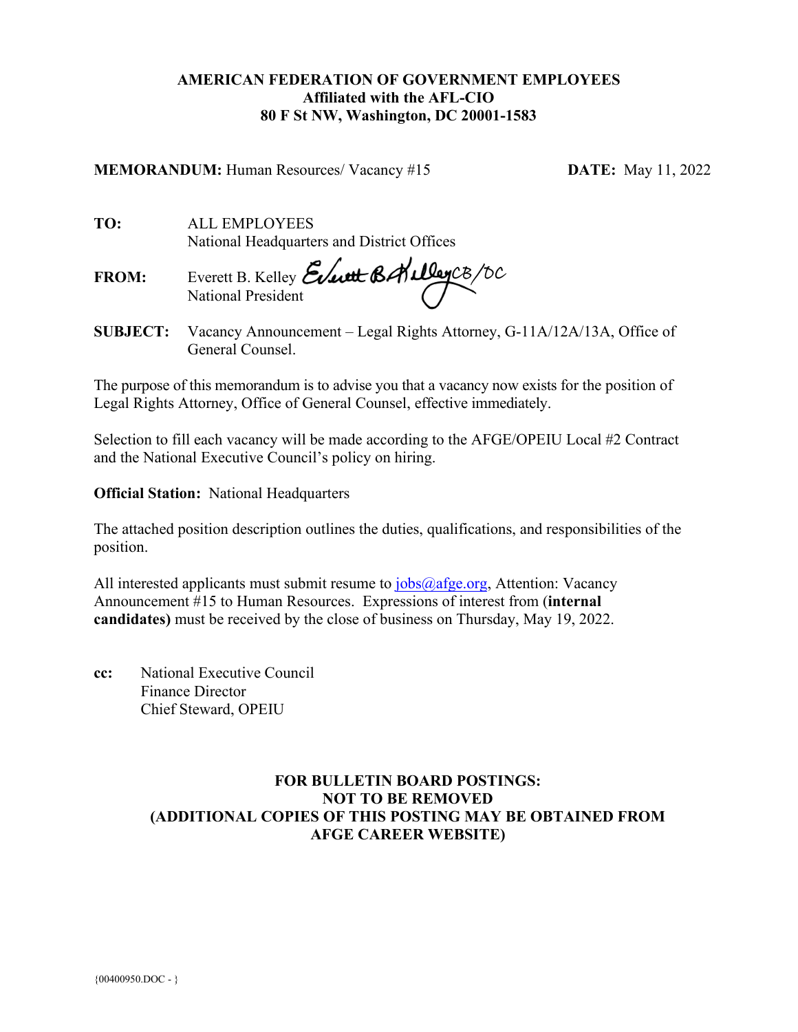**AMERICAN FEDERATION OF GOVERNMENT EMPLOYEES**
**Affiliated with the AFL-CIO**
**80 F St NW, Washington, DC 20001-1583**

**MEMORANDUM:** Human Resources/ Vacancy #15 **DATE:** May 11, 2022

**TO:** ALL EMPLOYEES
National Headquarters and District Offices

**FROM:** Everett B. Kelley *Everett B. Kelley CB/DC*
National President

**SUBJECT:** Vacancy Announcement – Legal Rights Attorney, G-11A/12A/13A, Office of General Counsel.

The purpose of this memorandum is to advise you that a vacancy now exists for the position of Legal Rights Attorney, Office of General Counsel, effective immediately.

Selection to fill each vacancy will be made according to the AFGE/OPEIU Local #2 Contract and the National Executive Council's policy on hiring.

**Official Station:** National Headquarters

The attached position description outlines the duties, qualifications, and responsibilities of the position.

All interested applicants must submit resume to jobs@afge.org, Attention: Vacancy Announcement #15 to Human Resources. Expressions of interest from (**internal candidates)** must be received by the close of business on Thursday, May 19, 2022.

**cc:** National Executive Council
Finance Director
Chief Steward, OPEIU

**FOR BULLETIN BOARD POSTINGS:**
**NOT TO BE REMOVED**
**(ADDITIONAL COPIES OF THIS POSTING MAY BE OBTAINED FROM AFGE CAREER WEBSITE)**

{00400950.DOC - }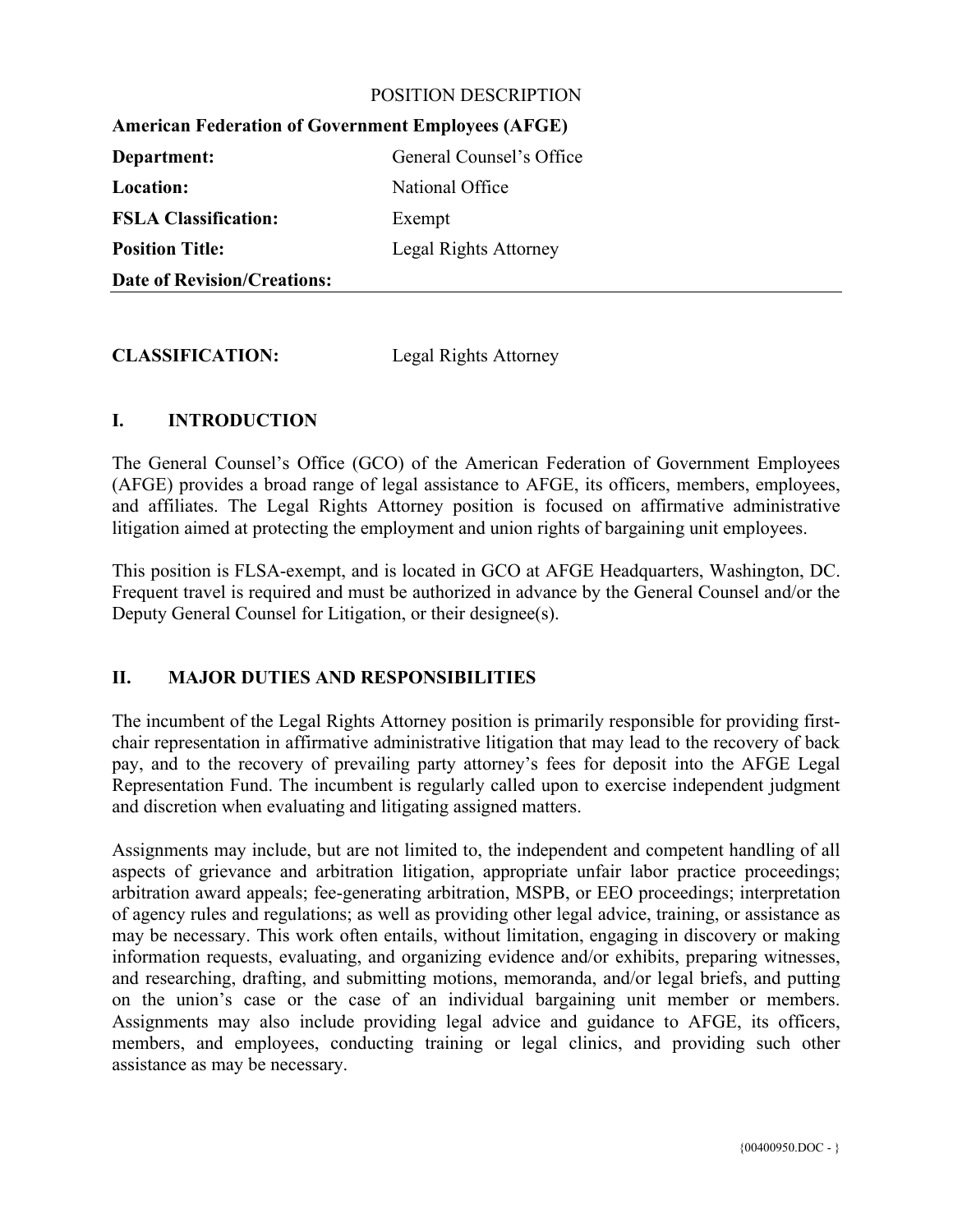POSITION DESCRIPTION

| **American Federation of Government Employees (AFGE)** | |
|---|---|
| **Department:** | General Counsel's Office |
| **Location:** | National Office |
| **FSLA Classification:** | Exempt |
| **Position Title:** | Legal Rights Attorney |
| **Date of Revision/Creations:** | |

**CLASSIFICATION:** Legal Rights Attorney

## I. INTRODUCTION

The General Counsel's Office (GCO) of the American Federation of Government Employees (AFGE) provides a broad range of legal assistance to AFGE, its officers, members, employees, and affiliates. The Legal Rights Attorney position is focused on affirmative administrative litigation aimed at protecting the employment and union rights of bargaining unit employees.

This position is FLSA-exempt, and is located in GCO at AFGE Headquarters, Washington, DC. Frequent travel is required and must be authorized in advance by the General Counsel and/or the Deputy General Counsel for Litigation, or their designee(s).

## II. MAJOR DUTIES AND RESPONSIBILITIES

The incumbent of the Legal Rights Attorney position is primarily responsible for providing first-chair representation in affirmative administrative litigation that may lead to the recovery of back pay, and to the recovery of prevailing party attorney's fees for deposit into the AFGE Legal Representation Fund. The incumbent is regularly called upon to exercise independent judgment and discretion when evaluating and litigating assigned matters.

Assignments may include, but are not limited to, the independent and competent handling of all aspects of grievance and arbitration litigation, appropriate unfair labor practice proceedings; arbitration award appeals; fee-generating arbitration, MSPB, or EEO proceedings; interpretation of agency rules and regulations; as well as providing other legal advice, training, or assistance as may be necessary. This work often entails, without limitation, engaging in discovery or making information requests, evaluating, and organizing evidence and/or exhibits, preparing witnesses, and researching, drafting, and submitting motions, memoranda, and/or legal briefs, and putting on the union's case or the case of an individual bargaining unit member or members. Assignments may also include providing legal advice and guidance to AFGE, its officers, members, and employees, conducting training or legal clinics, and providing such other assistance as may be necessary.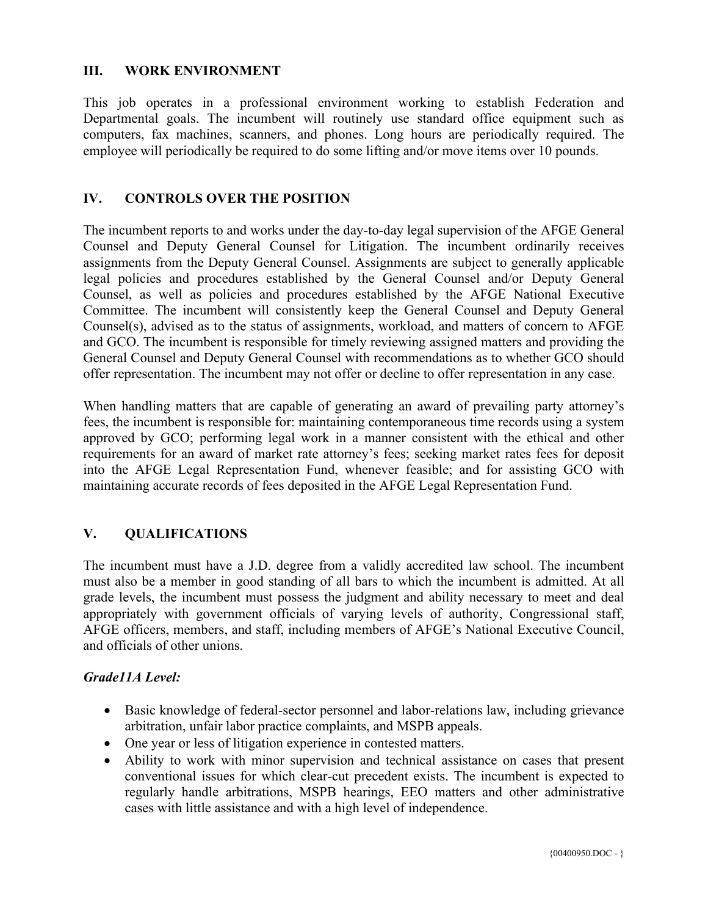## III. WORK ENVIRONMENT

This job operates in a professional environment working to establish Federation and Departmental goals. The incumbent will routinely use standard office equipment such as computers, fax machines, scanners, and phones. Long hours are periodically required. The employee will periodically be required to do some lifting and/or move items over 10 pounds.

## IV. CONTROLS OVER THE POSITION

The incumbent reports to and works under the day-to-day legal supervision of the AFGE General Counsel and Deputy General Counsel for Litigation. The incumbent ordinarily receives assignments from the Deputy General Counsel. Assignments are subject to generally applicable legal policies and procedures established by the General Counsel and/or Deputy General Counsel, as well as policies and procedures established by the AFGE National Executive Committee. The incumbent will consistently keep the General Counsel and Deputy General Counsel(s), advised as to the status of assignments, workload, and matters of concern to AFGE and GCO. The incumbent is responsible for timely reviewing assigned matters and providing the General Counsel and Deputy General Counsel with recommendations as to whether GCO should offer representation. The incumbent may not offer or decline to offer representation in any case.

When handling matters that are capable of generating an award of prevailing party attorney's fees, the incumbent is responsible for: maintaining contemporaneous time records using a system approved by GCO; performing legal work in a manner consistent with the ethical and other requirements for an award of market rate attorney's fees; seeking market rates fees for deposit into the AFGE Legal Representation Fund, whenever feasible; and for assisting GCO with maintaining accurate records of fees deposited in the AFGE Legal Representation Fund.

## V. QUALIFICATIONS

The incumbent must have a J.D. degree from a validly accredited law school. The incumbent must also be a member in good standing of all bars to which the incumbent is admitted. At all grade levels, the incumbent must possess the judgment and ability necessary to meet and deal appropriately with government officials of varying levels of authority, Congressional staff, AFGE officers, members, and staff, including members of AFGE's National Executive Council, and officials of other unions.

***Grade11A Level:***

- Basic knowledge of federal-sector personnel and labor-relations law, including grievance arbitration, unfair labor practice complaints, and MSPB appeals.
- One year or less of litigation experience in contested matters.
- Ability to work with minor supervision and technical assistance on cases that present conventional issues for which clear-cut precedent exists. The incumbent is expected to regularly handle arbitrations, MSPB hearings, EEO matters and other administrative cases with little assistance and with a high level of independence.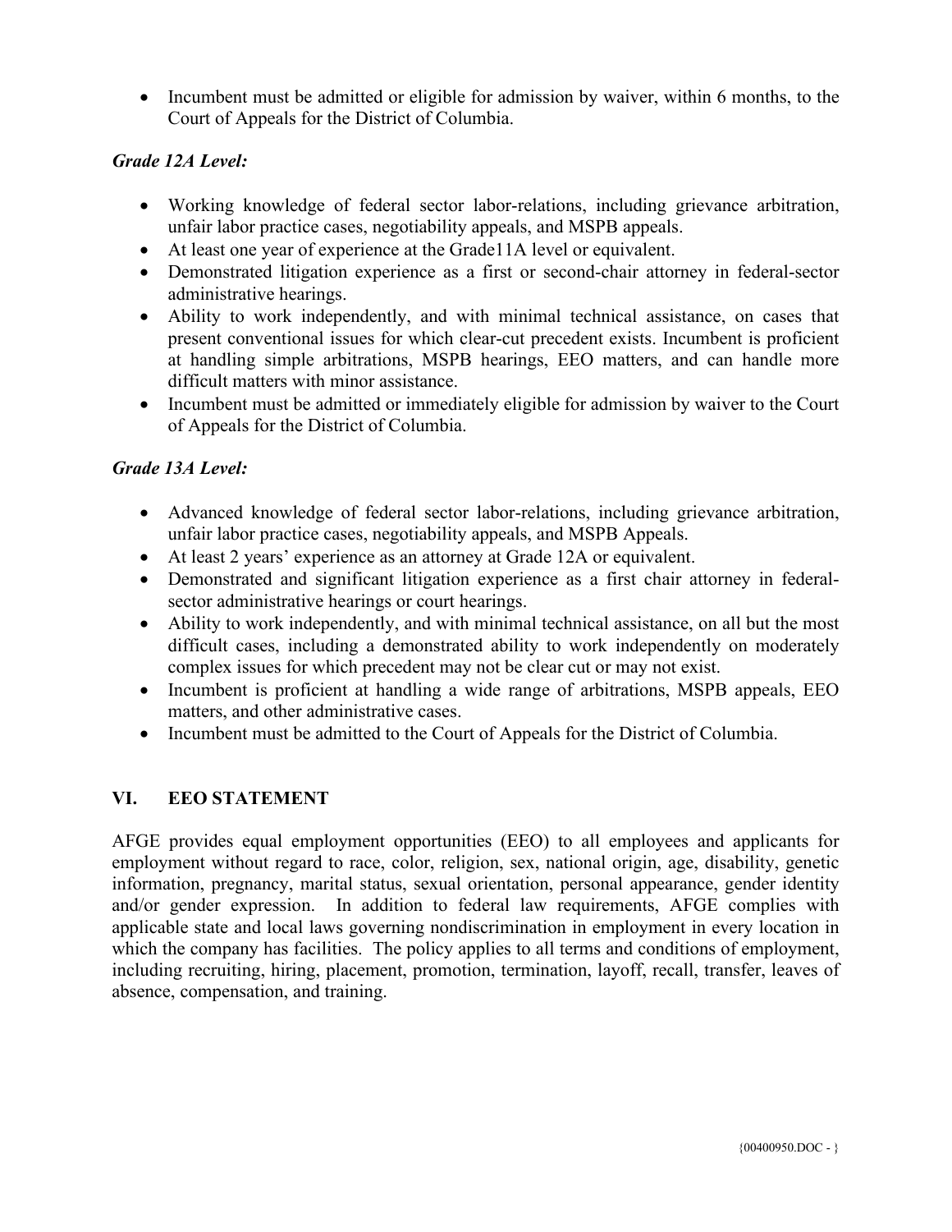- Incumbent must be admitted or eligible for admission by waiver, within 6 months, to the Court of Appeals for the District of Columbia.

***Grade 12A Level:***

- Working knowledge of federal sector labor-relations, including grievance arbitration, unfair labor practice cases, negotiability appeals, and MSPB appeals.
- At least one year of experience at the Grade11A level or equivalent.
- Demonstrated litigation experience as a first or second-chair attorney in federal-sector administrative hearings.
- Ability to work independently, and with minimal technical assistance, on cases that present conventional issues for which clear-cut precedent exists. Incumbent is proficient at handling simple arbitrations, MSPB hearings, EEO matters, and can handle more difficult matters with minor assistance.
- Incumbent must be admitted or immediately eligible for admission by waiver to the Court of Appeals for the District of Columbia.

***Grade 13A Level:***

- Advanced knowledge of federal sector labor-relations, including grievance arbitration, unfair labor practice cases, negotiability appeals, and MSPB Appeals.
- At least 2 years' experience as an attorney at Grade 12A or equivalent.
- Demonstrated and significant litigation experience as a first chair attorney in federal-sector administrative hearings or court hearings.
- Ability to work independently, and with minimal technical assistance, on all but the most difficult cases, including a demonstrated ability to work independently on moderately complex issues for which precedent may not be clear cut or may not exist.
- Incumbent is proficient at handling a wide range of arbitrations, MSPB appeals, EEO matters, and other administrative cases.
- Incumbent must be admitted to the Court of Appeals for the District of Columbia.

## VI. EEO STATEMENT

AFGE provides equal employment opportunities (EEO) to all employees and applicants for employment without regard to race, color, religion, sex, national origin, age, disability, genetic information, pregnancy, marital status, sexual orientation, personal appearance, gender identity and/or gender expression. In addition to federal law requirements, AFGE complies with applicable state and local laws governing nondiscrimination in employment in every location in which the company has facilities. The policy applies to all terms and conditions of employment, including recruiting, hiring, placement, promotion, termination, layoff, recall, transfer, leaves of absence, compensation, and training.